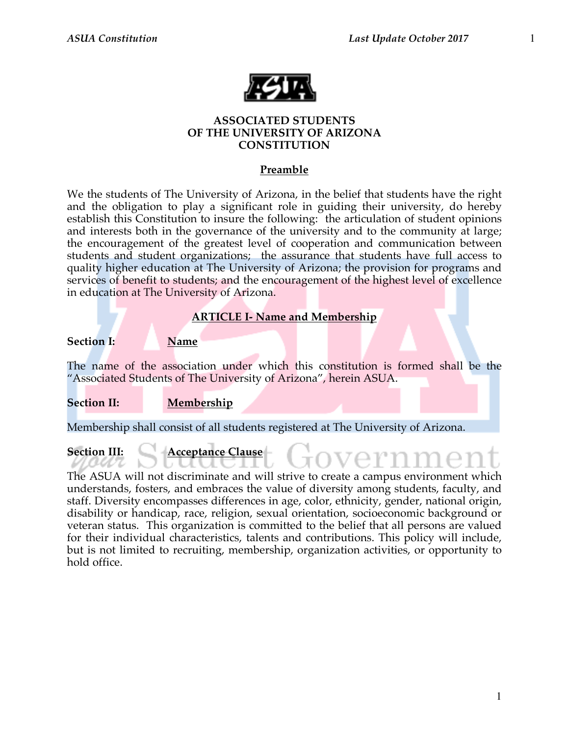# ASSOCIATED STUDENTS OF THE UNIVERSITY OF ARIZONA CONSTITUTION

## Preamble

We the students of The University of Arizona, in the belief that students have the right and the obligation to play a significant role in guiding their university, do hereby establish this Constitution to insure the following: the articulation of student opinions and interests both in the governance of the university and to the community at large; the encouragement of the greatest level of cooperation and communication between students and student organizations; the assurance that students have full access to quality higher education at The University of Arizona; the provision for programs and services of benefit to students; and the encouragement of the highest level of excellence in education at The University of Arizona.

## ARTICLE I- Name and Membership

### Section I: Name

The name of the association under which this constitution is formed shall be the "Associated Students of The University of Arizona", herein ASUA.

### Section II: Membership

Membership shall consist of all students registered at The University of Arizona.

### Section III: Acceptance Clause

The ASUA will not discriminate and will strive to create a campus environment which understands, fosters, and embraces the value of diversity among students, faculty, and staff. Diversity encompasses differences in age, color, ethnicity, gender, national origin, disability or handicap, race, religion, sexual orientation, socioeconomic background or veteran status. This organization is committed to the belief that all persons are valued for their individual characteristics, talents and contributions. This policy will include, but is not limited to recruiting, membership, organization activities, or opportunity to hold office.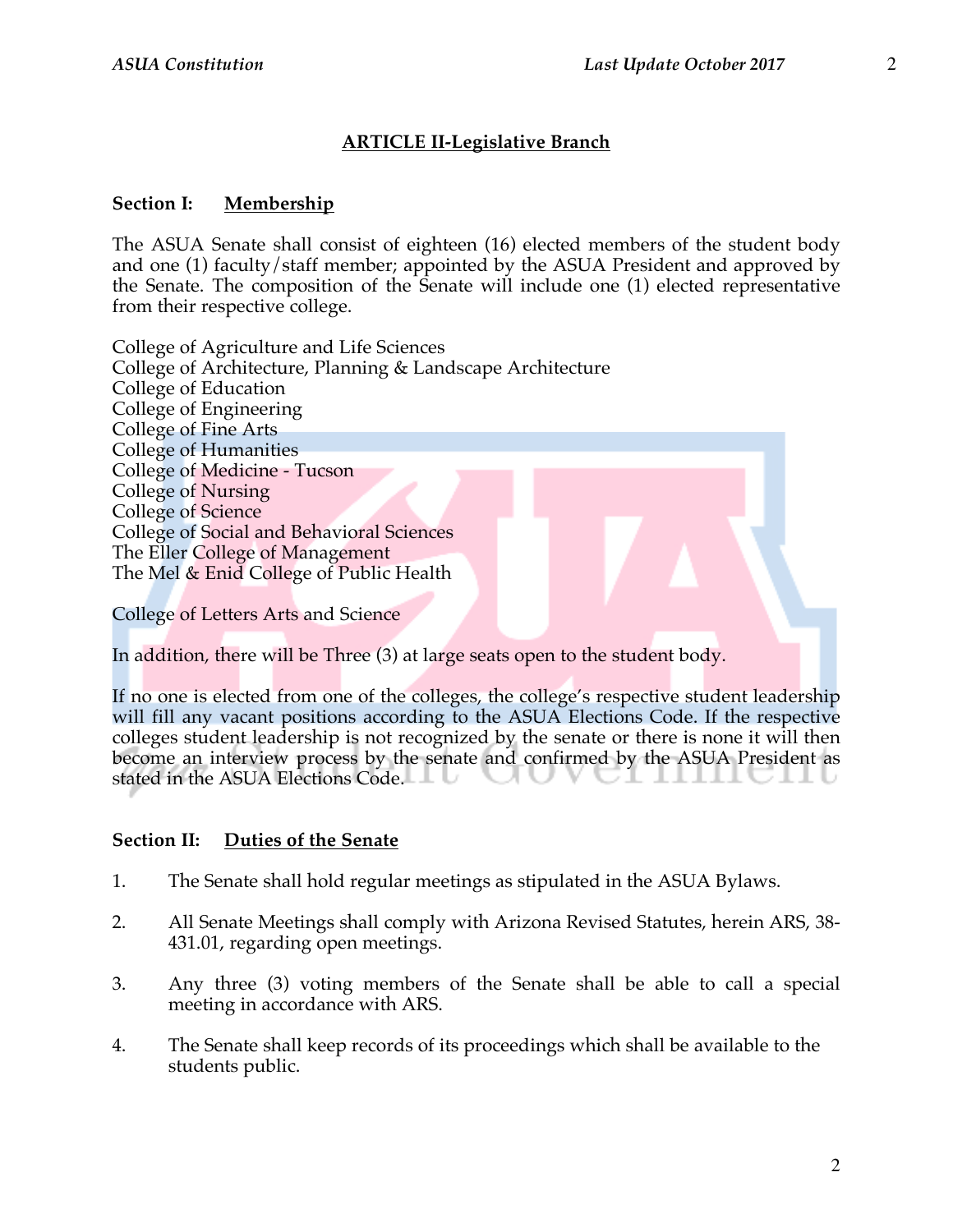## ARTICLE II-Legislative Branch

### Section I: Membership

The ASUA Senate shall consist of eighteen (16) elected members of the student body and one (1) faculty/staff member; appointed by the ASUA President and approved by the Senate. The composition of the Senate will include one (1) elected representative from their respective college.

College of Agriculture and Life Sciences
College of Architecture, Planning & Landscape Architecture
College of Education
College of Engineering
College of Fine Arts
College of Humanities
College of Medicine - Tucson
College of Nursing
College of Science
College of Social and Behavioral Sciences
The Eller College of Management
The Mel & Enid College of Public Health

College of Letters Arts and Science

In addition, there will be Three (3) at large seats open to the student body.

If no one is elected from one of the colleges, the college's respective student leadership will fill any vacant positions according to the ASUA Elections Code. If the respective colleges student leadership is not recognized by the senate or there is none it will then become an interview process by the senate and confirmed by the ASUA President as stated in the ASUA Elections Code.

### Section II: Duties of the Senate

1. The Senate shall hold regular meetings as stipulated in the ASUA Bylaws.

2. All Senate Meetings shall comply with Arizona Revised Statutes, herein ARS, 38-431.01, regarding open meetings.

3. Any three (3) voting members of the Senate shall be able to call a special meeting in accordance with ARS.

4. The Senate shall keep records of its proceedings which shall be available to the students public.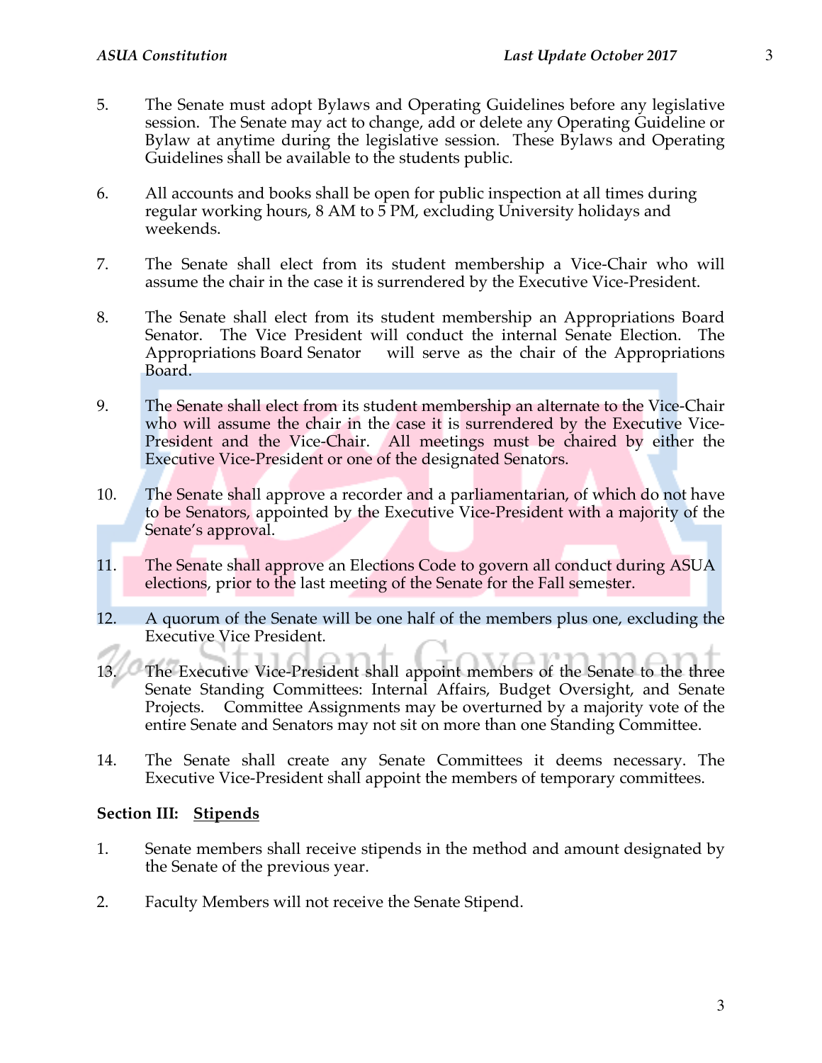5. The Senate must adopt Bylaws and Operating Guidelines before any legislative session. The Senate may act to change, add or delete any Operating Guideline or Bylaw at anytime during the legislative session. These Bylaws and Operating Guidelines shall be available to the students public.

6. All accounts and books shall be open for public inspection at all times during regular working hours, 8 AM to 5 PM, excluding University holidays and weekends.

7. The Senate shall elect from its student membership a Vice-Chair who will assume the chair in the case it is surrendered by the Executive Vice-President.

8. The Senate shall elect from its student membership an Appropriations Board Senator. The Vice President will conduct the internal Senate Election. The Appropriations Board Senator will serve as the chair of the Appropriations Board.

9. The Senate shall elect from its student membership an alternate to the Vice-Chair who will assume the chair in the case it is surrendered by the Executive Vice-President and the Vice-Chair. All meetings must be chaired by either the Executive Vice-President or one of the designated Senators.

10. The Senate shall approve a recorder and a parliamentarian, of which do not have to be Senators, appointed by the Executive Vice-President with a majority of the Senate's approval.

11. The Senate shall approve an Elections Code to govern all conduct during ASUA elections, prior to the last meeting of the Senate for the Fall semester.

12. A quorum of the Senate will be one half of the members plus one, excluding the Executive Vice President.

13. The Executive Vice-President shall appoint members of the Senate to the three Senate Standing Committees: Internal Affairs, Budget Oversight, and Senate Projects. Committee Assignments may be overturned by a majority vote of the entire Senate and Senators may not sit on more than one Standing Committee.

14. The Senate shall create any Senate Committees it deems necessary. The Executive Vice-President shall appoint the members of temporary committees.

**Section III: <u>Stipends</u>**

1. Senate members shall receive stipends in the method and amount designated by the Senate of the previous year.

2. Faculty Members will not receive the Senate Stipend.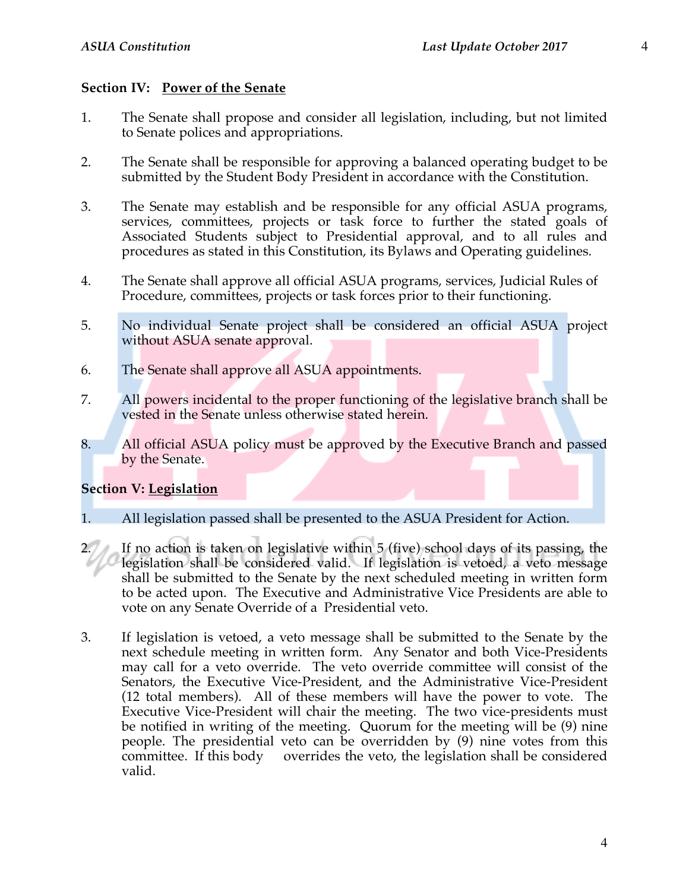### Section IV: Power of the Senate

1. The Senate shall propose and consider all legislation, including, but not limited to Senate polices and appropriations.

2. The Senate shall be responsible for approving a balanced operating budget to be submitted by the Student Body President in accordance with the Constitution.

3. The Senate may establish and be responsible for any official ASUA programs, services, committees, projects or task force to further the stated goals of Associated Students subject to Presidential approval, and to all rules and procedures as stated in this Constitution, its Bylaws and Operating guidelines.

4. The Senate shall approve all official ASUA programs, services, Judicial Rules of Procedure, committees, projects or task forces prior to their functioning.

5. No individual Senate project shall be considered an official ASUA project without ASUA senate approval.

6. The Senate shall approve all ASUA appointments.

7. All powers incidental to the proper functioning of the legislative branch shall be vested in the Senate unless otherwise stated herein.

8. All official ASUA policy must be approved by the Executive Branch and passed by the Senate.

### Section V: Legislation

1. All legislation passed shall be presented to the ASUA President for Action.

2. If no action is taken on legislative within 5 (five) school days of its passing, the legislation shall be considered valid. If legislation is vetoed, a veto message shall be submitted to the Senate by the next scheduled meeting in written form to be acted upon. The Executive and Administrative Vice Presidents are able to vote on any Senate Override of a Presidential veto.

3. If legislation is vetoed, a veto message shall be submitted to the Senate by the next schedule meeting in written form. Any Senator and both Vice-Presidents may call for a veto override. The veto override committee will consist of the Senators, the Executive Vice-President, and the Administrative Vice-President (12 total members). All of these members will have the power to vote. The Executive Vice-President will chair the meeting. The two vice-presidents must be notified in writing of the meeting. Quorum for the meeting will be (9) nine people. The presidential veto can be overridden by (9) nine votes from this committee. If this body overrides the veto, the legislation shall be considered valid.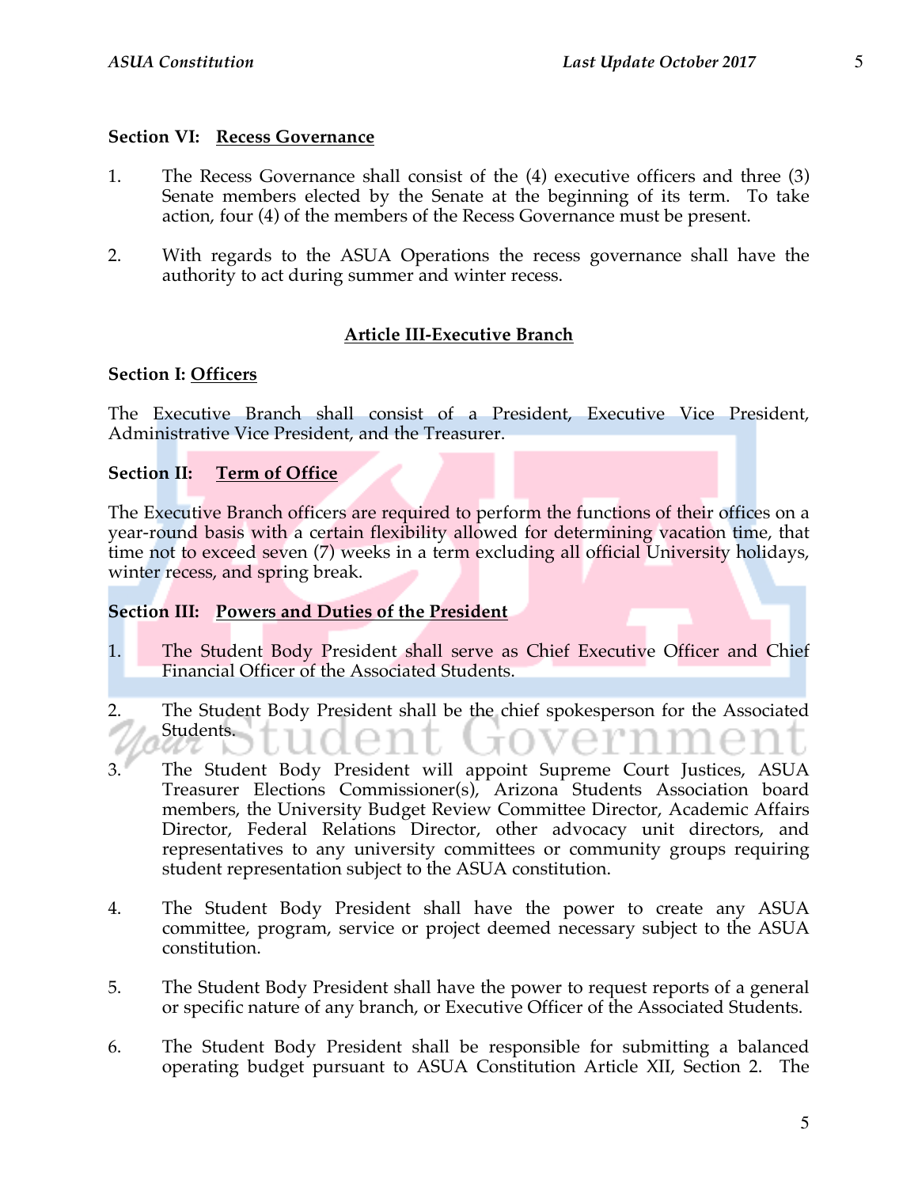### Section VI: <u>Recess Governance</u>

1. The Recess Governance shall consist of the (4) executive officers and three (3) Senate members elected by the Senate at the beginning of its term. To take action, four (4) of the members of the Recess Governance must be present.

2. With regards to the ASUA Operations the recess governance shall have the authority to act during summer and winter recess.

## <u>Article III-Executive Branch</u>

### Section I: <u>Officers</u>

The Executive Branch shall consist of a President, Executive Vice President, Administrative Vice President, and the Treasurer.

### Section II: <u>Term of Office</u>

The Executive Branch officers are required to perform the functions of their offices on a year-round basis with a certain flexibility allowed for determining vacation time, that time not to exceed seven (7) weeks in a term excluding all official University holidays, winter recess, and spring break.

### Section III: <u>Powers and Duties of the President</u>

1. The Student Body President shall serve as Chief Executive Officer and Chief Financial Officer of the Associated Students.

2. The Student Body President shall be the chief spokesperson for the Associated Students.

3. The Student Body President will appoint Supreme Court Justices, ASUA Treasurer Elections Commissioner(s), Arizona Students Association board members, the University Budget Review Committee Director, Academic Affairs Director, Federal Relations Director, other advocacy unit directors, and representatives to any university committees or community groups requiring student representation subject to the ASUA constitution.

4. The Student Body President shall have the power to create any ASUA committee, program, service or project deemed necessary subject to the ASUA constitution.

5. The Student Body President shall have the power to request reports of a general or specific nature of any branch, or Executive Officer of the Associated Students.

6. The Student Body President shall be responsible for submitting a balanced operating budget pursuant to ASUA Constitution Article XII, Section 2. The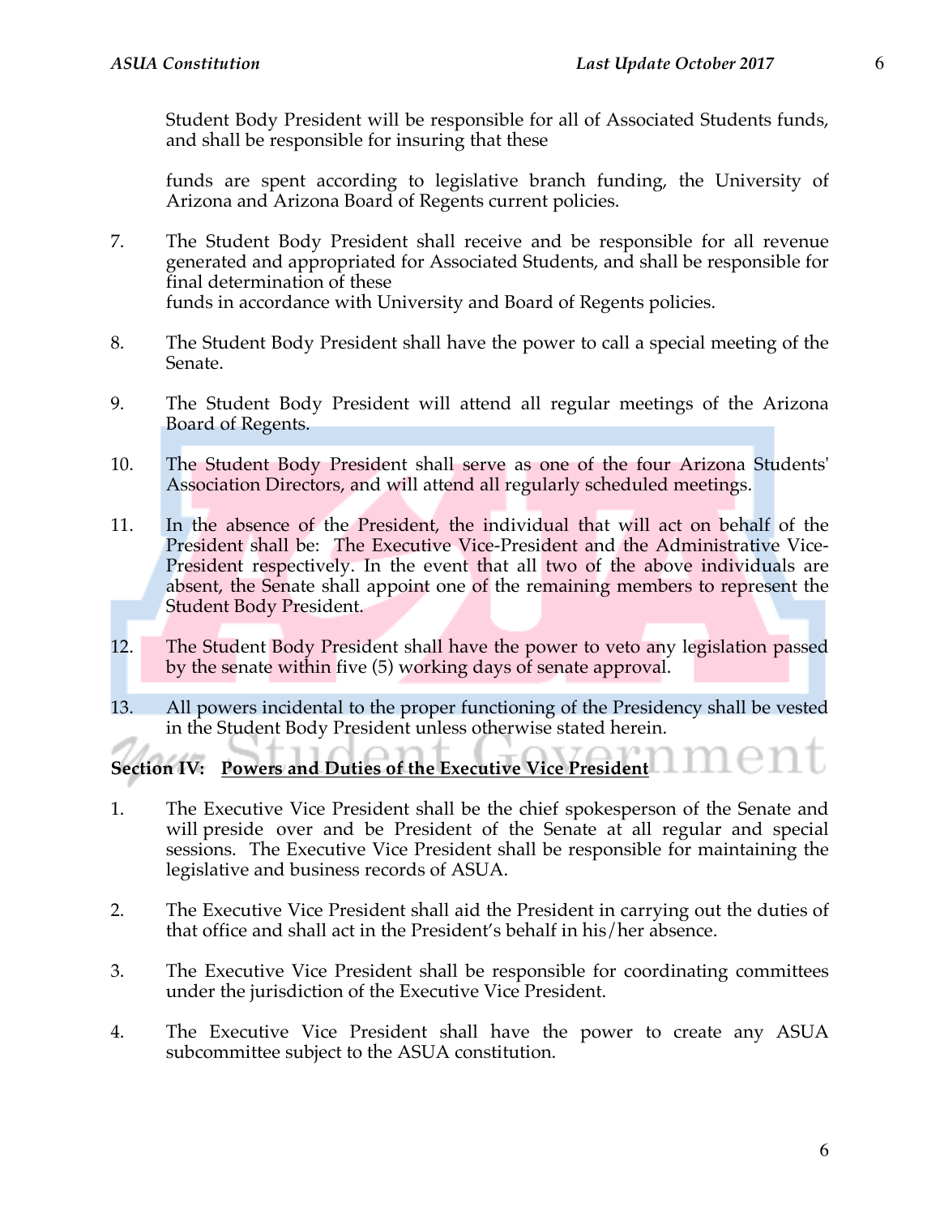Student Body President will be responsible for all of Associated Students funds, and shall be responsible for insuring that these

funds are spent according to legislative branch funding, the University of Arizona and Arizona Board of Regents current policies.

7. The Student Body President shall receive and be responsible for all revenue generated and appropriated for Associated Students, and shall be responsible for final determination of these funds in accordance with University and Board of Regents policies.

8. The Student Body President shall have the power to call a special meeting of the Senate.

9. The Student Body President will attend all regular meetings of the Arizona Board of Regents.

10. The Student Body President shall serve as one of the four Arizona Students' Association Directors, and will attend all regularly scheduled meetings.

11. In the absence of the President, the individual that will act on behalf of the President shall be: The Executive Vice-President and the Administrative Vice-President respectively. In the event that all two of the above individuals are absent, the Senate shall appoint one of the remaining members to represent the Student Body President.

12. The Student Body President shall have the power to veto any legislation passed by the senate within five (5) working days of senate approval.

13. All powers incidental to the proper functioning of the Presidency shall be vested in the Student Body President unless otherwise stated herein.

**Section IV: <u>Powers and Duties of the Executive Vice President</u>**

1. The Executive Vice President shall be the chief spokesperson of the Senate and will preside over and be President of the Senate at all regular and special sessions. The Executive Vice President shall be responsible for maintaining the legislative and business records of ASUA.

2. The Executive Vice President shall aid the President in carrying out the duties of that office and shall act in the President's behalf in his/her absence.

3. The Executive Vice President shall be responsible for coordinating committees under the jurisdiction of the Executive Vice President.

4. The Executive Vice President shall have the power to create any ASUA subcommittee subject to the ASUA constitution.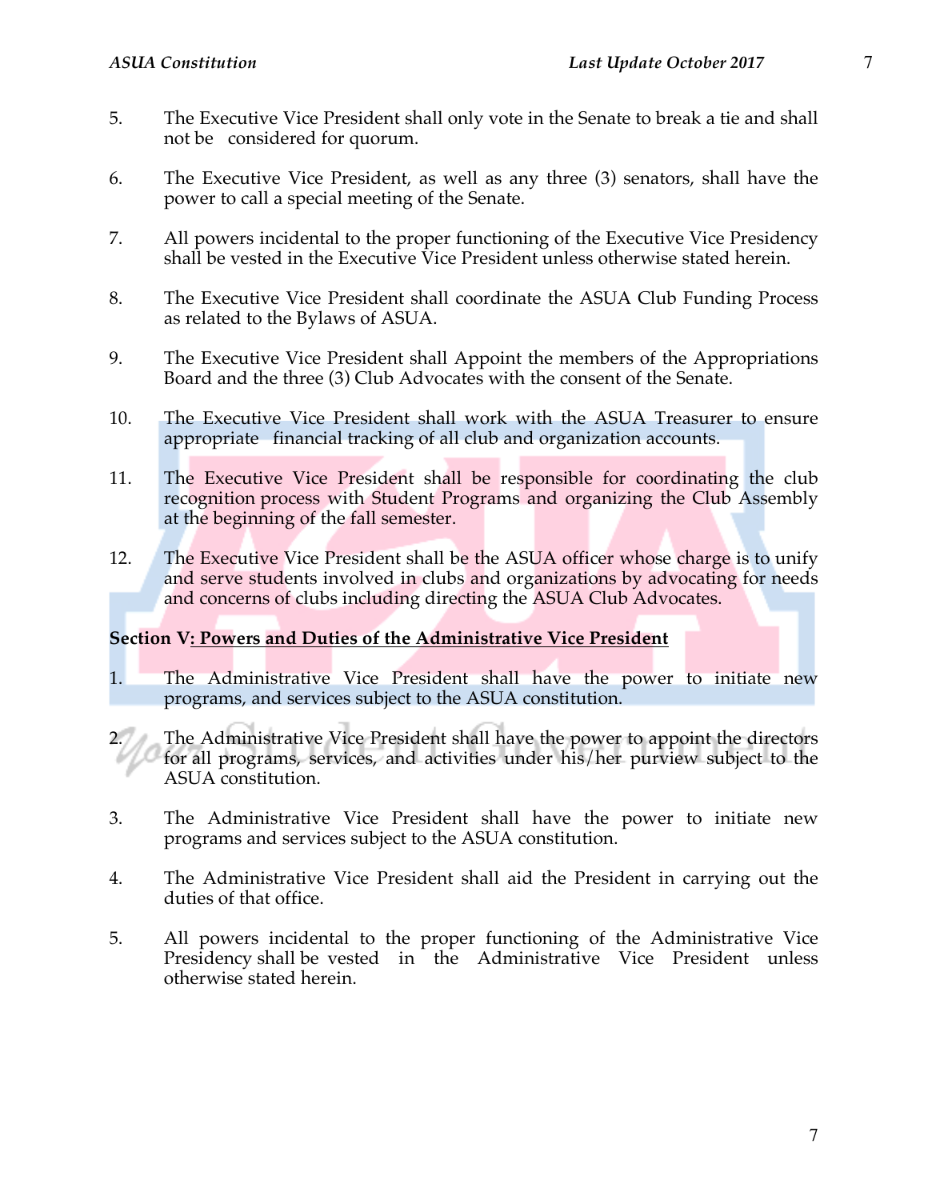5. The Executive Vice President shall only vote in the Senate to break a tie and shall not be considered for quorum.

6. The Executive Vice President, as well as any three (3) senators, shall have the power to call a special meeting of the Senate.

7. All powers incidental to the proper functioning of the Executive Vice Presidency shall be vested in the Executive Vice President unless otherwise stated herein.

8. The Executive Vice President shall coordinate the ASUA Club Funding Process as related to the Bylaws of ASUA.

9. The Executive Vice President shall Appoint the members of the Appropriations Board and the three (3) Club Advocates with the consent of the Senate.

10. The Executive Vice President shall work with the ASUA Treasurer to ensure appropriate financial tracking of all club and organization accounts.

11. The Executive Vice President shall be responsible for coordinating the club recognition process with Student Programs and organizing the Club Assembly at the beginning of the fall semester.

12. The Executive Vice President shall be the ASUA officer whose charge is to unify and serve students involved in clubs and organizations by advocating for needs and concerns of clubs including directing the ASUA Club Advocates.

**Section V: <u>Powers and Duties of the Administrative Vice President</u>**

1. The Administrative Vice President shall have the power to initiate new programs, and services subject to the ASUA constitution.

2. The Administrative Vice President shall have the power to appoint the directors for all programs, services, and activities under his/her purview subject to the ASUA constitution.

3. The Administrative Vice President shall have the power to initiate new programs and services subject to the ASUA constitution.

4. The Administrative Vice President shall aid the President in carrying out the duties of that office.

5. All powers incidental to the proper functioning of the Administrative Vice Presidency shall be vested in the Administrative Vice President unless otherwise stated herein.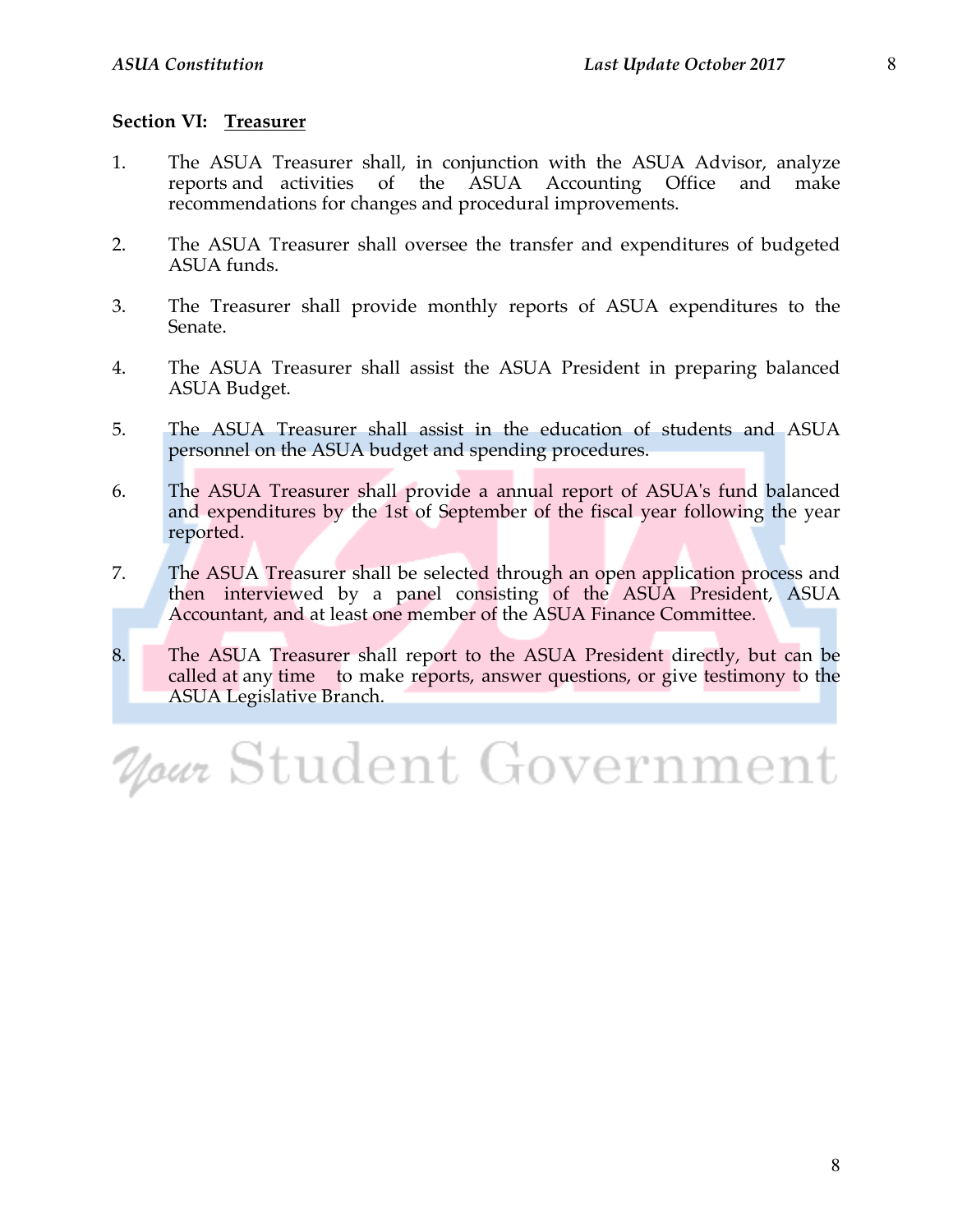**Section VI: Treasurer**

1. The ASUA Treasurer shall, in conjunction with the ASUA Advisor, analyze reports and activities of the ASUA Accounting Office and make recommendations for changes and procedural improvements.

2. The ASUA Treasurer shall oversee the transfer and expenditures of budgeted ASUA funds.

3. The Treasurer shall provide monthly reports of ASUA expenditures to the Senate.

4. The ASUA Treasurer shall assist the ASUA President in preparing balanced ASUA Budget.

5. The ASUA Treasurer shall assist in the education of students and ASUA personnel on the ASUA budget and spending procedures.

6. The ASUA Treasurer shall provide a annual report of ASUA's fund balanced and expenditures by the 1st of September of the fiscal year following the year reported.

7. The ASUA Treasurer shall be selected through an open application process and then interviewed by a panel consisting of the ASUA President, ASUA Accountant, and at least one member of the ASUA Finance Committee.

8. The ASUA Treasurer shall report to the ASUA President directly, but can be called at any time to make reports, answer questions, or give testimony to the ASUA Legislative Branch.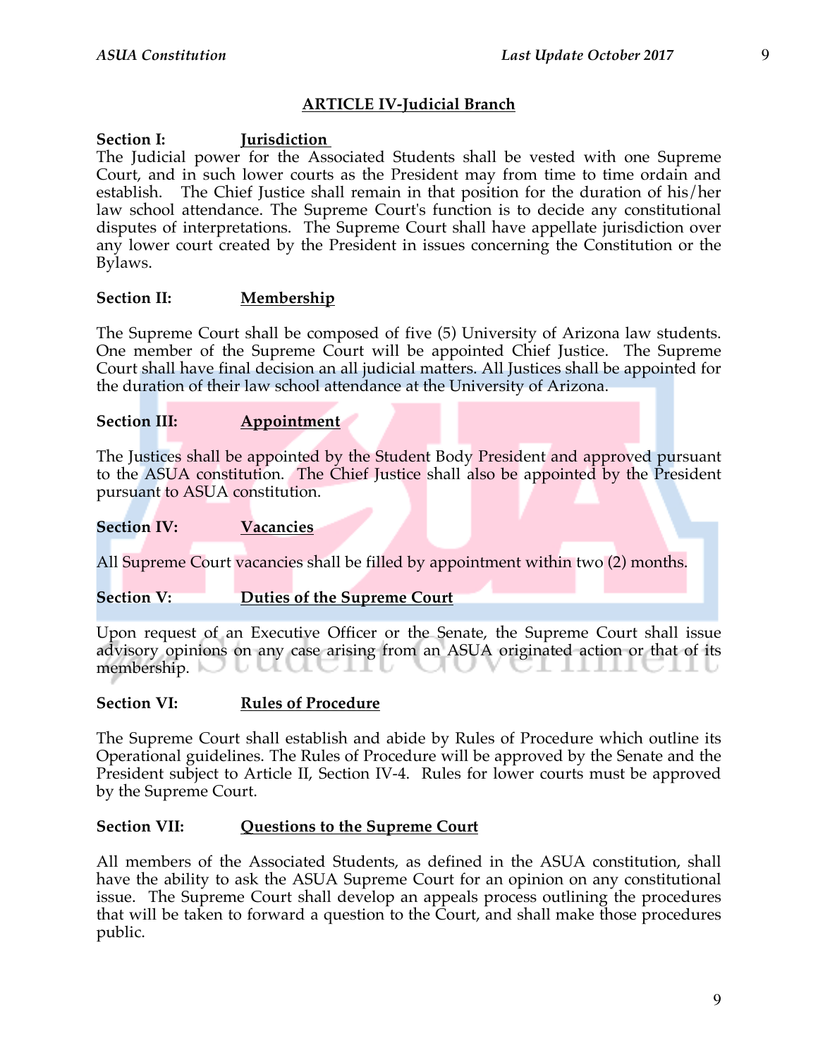## ARTICLE IV-Judicial Branch

**Section I: Jurisdiction**

The Judicial power for the Associated Students shall be vested with one Supreme Court, and in such lower courts as the President may from time to time ordain and establish. The Chief Justice shall remain in that position for the duration of his/her law school attendance. The Supreme Court's function is to decide any constitutional disputes of interpretations. The Supreme Court shall have appellate jurisdiction over any lower court created by the President in issues concerning the Constitution or the Bylaws.

**Section II: Membership**

The Supreme Court shall be composed of five (5) University of Arizona law students. One member of the Supreme Court will be appointed Chief Justice. The Supreme Court shall have final decision an all judicial matters. All Justices shall be appointed for the duration of their law school attendance at the University of Arizona.

**Section III: Appointment**

The Justices shall be appointed by the Student Body President and approved pursuant to the ASUA constitution. The Chief Justice shall also be appointed by the President pursuant to ASUA constitution.

**Section IV: Vacancies**

All Supreme Court vacancies shall be filled by appointment within two (2) months.

**Section V: Duties of the Supreme Court**

Upon request of an Executive Officer or the Senate, the Supreme Court shall issue advisory opinions on any case arising from an ASUA originated action or that of its membership.

**Section VI: Rules of Procedure**

The Supreme Court shall establish and abide by Rules of Procedure which outline its Operational guidelines. The Rules of Procedure will be approved by the Senate and the President subject to Article II, Section IV-4. Rules for lower courts must be approved by the Supreme Court.

**Section VII: Questions to the Supreme Court**

All members of the Associated Students, as defined in the ASUA constitution, shall have the ability to ask the ASUA Supreme Court for an opinion on any constitutional issue. The Supreme Court shall develop an appeals process outlining the procedures that will be taken to forward a question to the Court, and shall make those procedures public.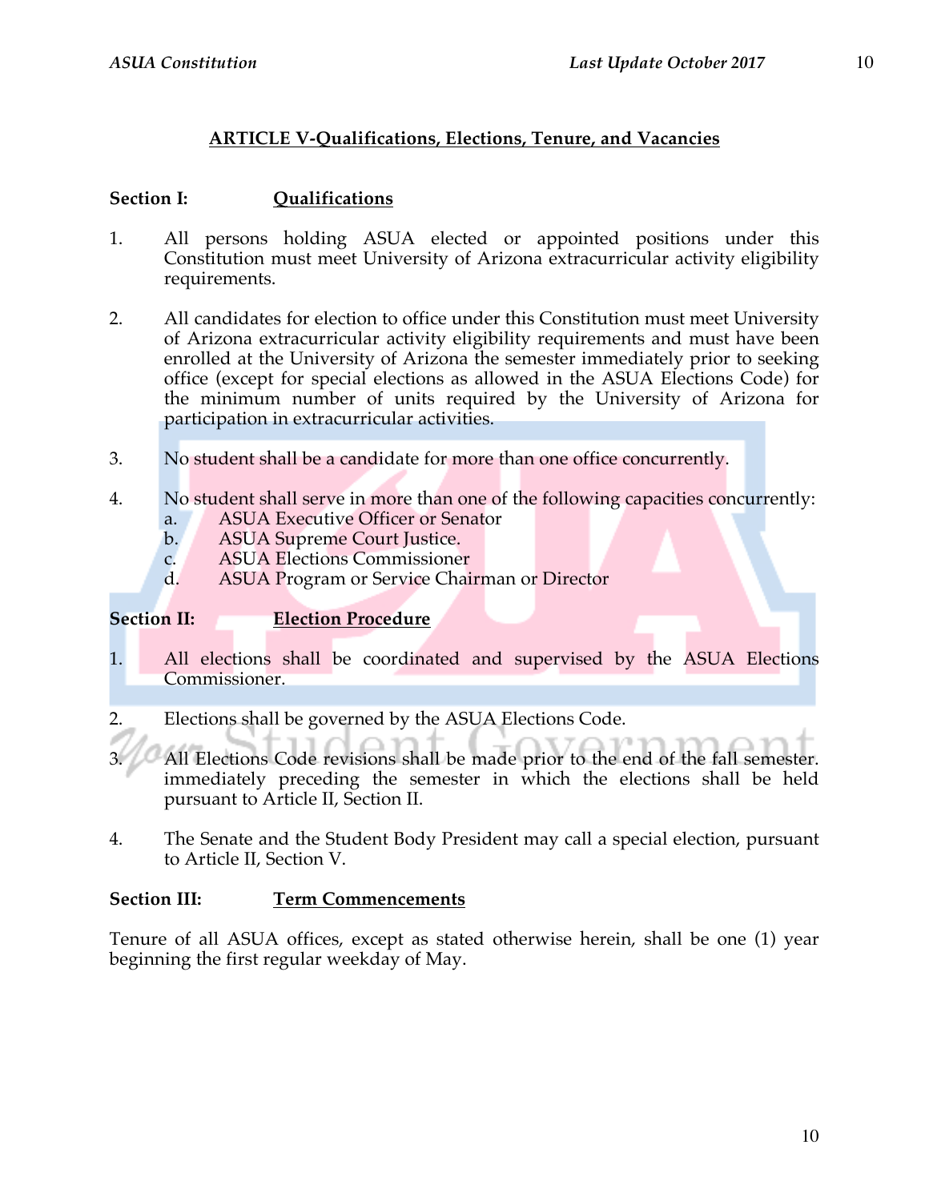## ARTICLE V-Qualifications, Elections, Tenure, and Vacancies

**Section I: Qualifications**

1. All persons holding ASUA elected or appointed positions under this Constitution must meet University of Arizona extracurricular activity eligibility requirements.

2. All candidates for election to office under this Constitution must meet University of Arizona extracurricular activity eligibility requirements and must have been enrolled at the University of Arizona the semester immediately prior to seeking office (except for special elections as allowed in the ASUA Elections Code) for the minimum number of units required by the University of Arizona for participation in extracurricular activities.

3. No student shall be a candidate for more than one office concurrently.

4. No student shall serve in more than one of the following capacities concurrently:
   a. ASUA Executive Officer or Senator
   b. ASUA Supreme Court Justice.
   c. ASUA Elections Commissioner
   d. ASUA Program or Service Chairman or Director

**Section II: Election Procedure**

1. All elections shall be coordinated and supervised by the ASUA Elections Commissioner.

2. Elections shall be governed by the ASUA Elections Code.

3. All Elections Code revisions shall be made prior to the end of the fall semester. immediately preceding the semester in which the elections shall be held pursuant to Article II, Section II.

4. The Senate and the Student Body President may call a special election, pursuant to Article II, Section V.

**Section III: Term Commencements**

Tenure of all ASUA offices, except as stated otherwise herein, shall be one (1) year beginning the first regular weekday of May.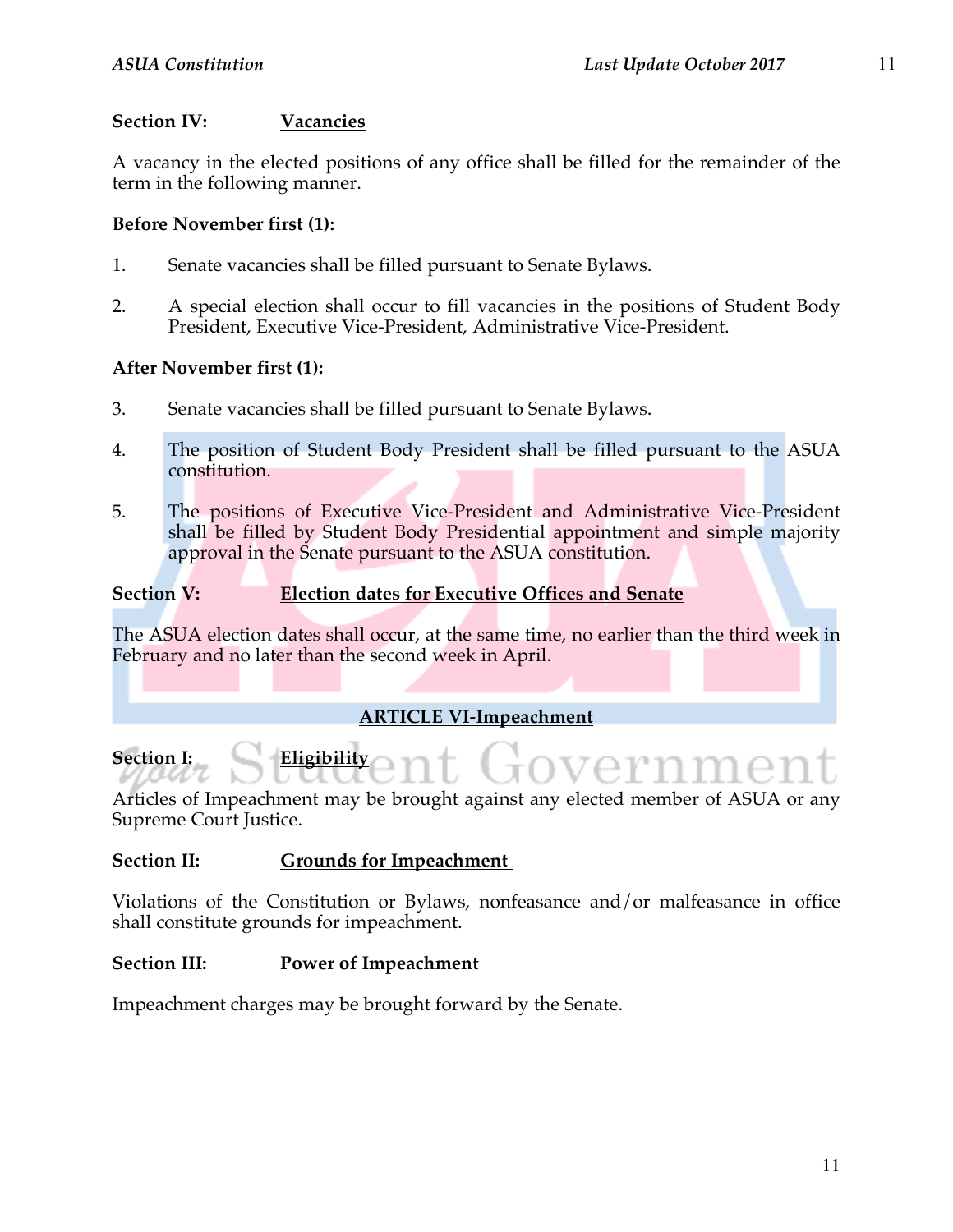### Section IV: Vacancies

A vacancy in the elected positions of any office shall be filled for the remainder of the term in the following manner.

**Before November first (1):**

1. Senate vacancies shall be filled pursuant to Senate Bylaws.

2. A special election shall occur to fill vacancies in the positions of Student Body President, Executive Vice-President, Administrative Vice-President.

**After November first (1):**

3. Senate vacancies shall be filled pursuant to Senate Bylaws.

4. The position of Student Body President shall be filled pursuant to the ASUA constitution.

5. The positions of Executive Vice-President and Administrative Vice-President shall be filled by Student Body Presidential appointment and simple majority approval in the Senate pursuant to the ASUA constitution.

### Section V: Election dates for Executive Offices and Senate

The ASUA election dates shall occur, at the same time, no earlier than the third week in February and no later than the second week in April.

## ARTICLE VI-Impeachment

### Section I: Eligibility

Articles of Impeachment may be brought against any elected member of ASUA or any Supreme Court Justice.

### Section II: Grounds for Impeachment

Violations of the Constitution or Bylaws, nonfeasance and/or malfeasance in office shall constitute grounds for impeachment.

### Section III: Power of Impeachment

Impeachment charges may be brought forward by the Senate.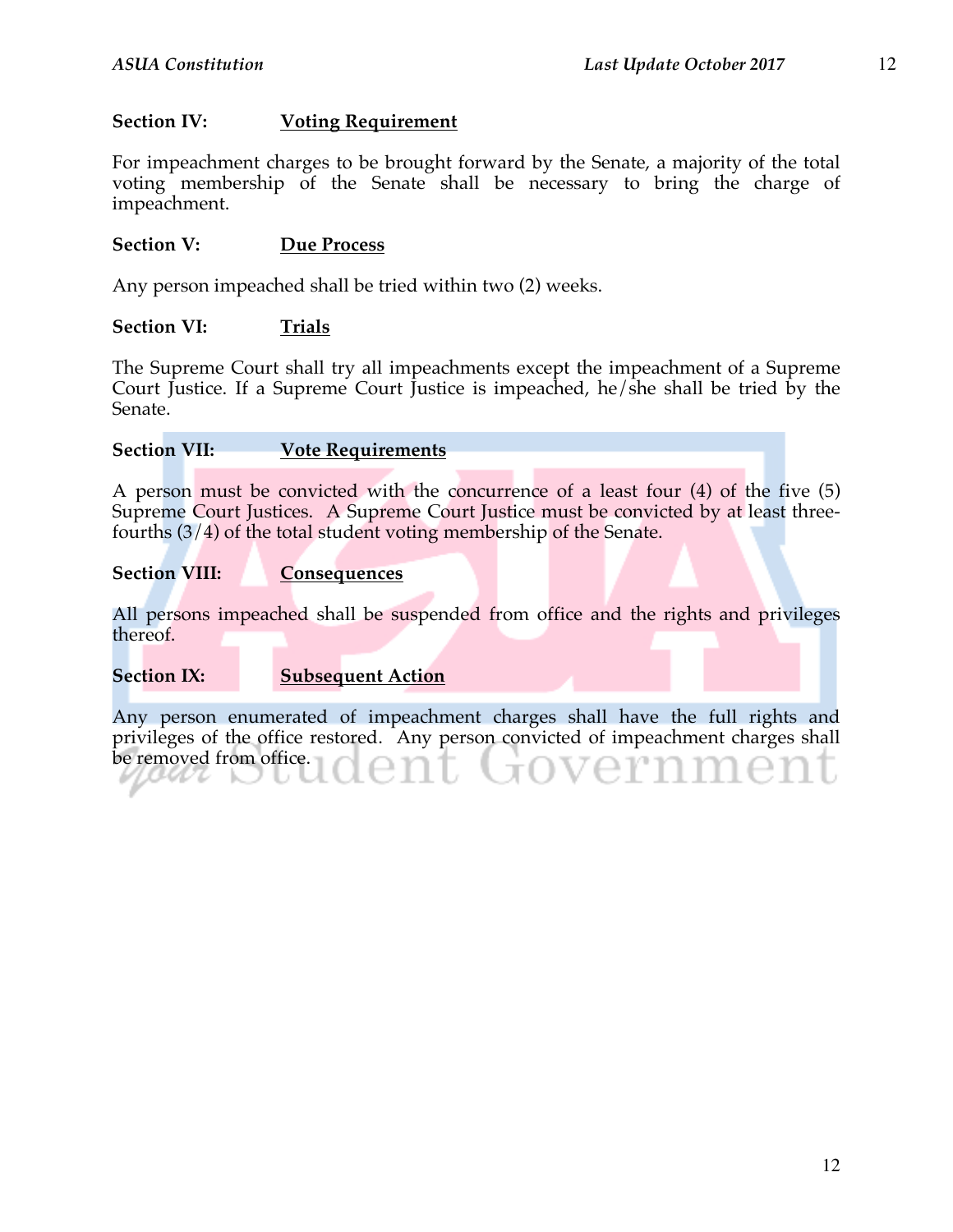**Section IV:** **Voting Requirement**

For impeachment charges to be brought forward by the Senate, a majority of the total voting membership of the Senate shall be necessary to bring the charge of impeachment.

**Section V:** **Due Process**

Any person impeached shall be tried within two (2) weeks.

**Section VI:** **Trials**

The Supreme Court shall try all impeachments except the impeachment of a Supreme Court Justice. If a Supreme Court Justice is impeached, he/she shall be tried by the Senate.

**Section VII:** **Vote Requirements**

A person must be convicted with the concurrence of a least four (4) of the five (5) Supreme Court Justices. A Supreme Court Justice must be convicted by at least three-fourths (3/4) of the total student voting membership of the Senate.

**Section VIII:** **Consequences**

All persons impeached shall be suspended from office and the rights and privileges thereof.

**Section IX:** **Subsequent Action**

Any person enumerated of impeachment charges shall have the full rights and privileges of the office restored. Any person convicted of impeachment charges shall be removed from office.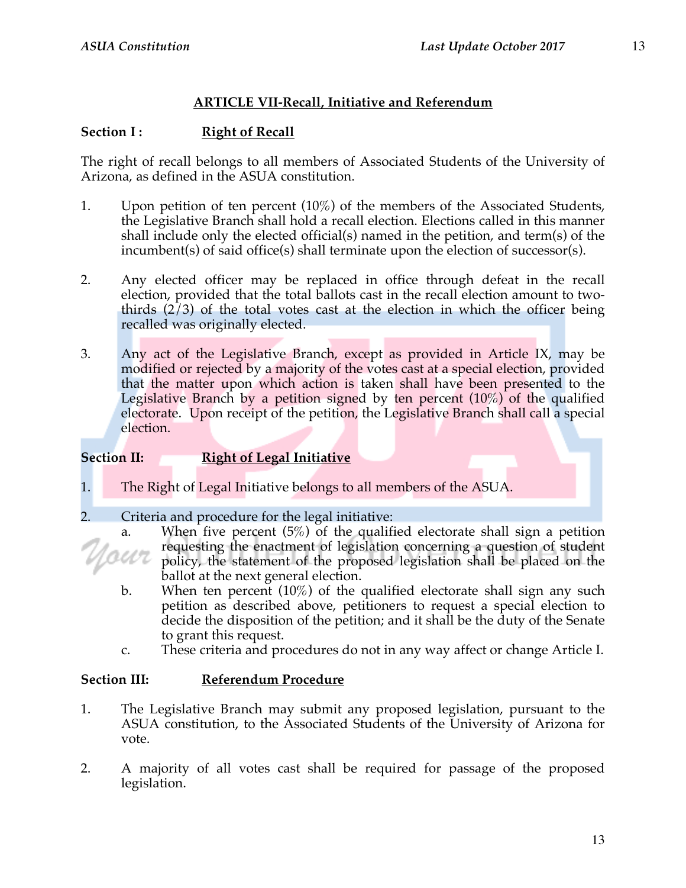## ARTICLE VII-Recall, Initiative and Referendum

### Section I : Right of Recall

The right of recall belongs to all members of Associated Students of the University of Arizona, as defined in the ASUA constitution.

1. Upon petition of ten percent (10%) of the members of the Associated Students, the Legislative Branch shall hold a recall election. Elections called in this manner shall include only the elected official(s) named in the petition, and term(s) of the incumbent(s) of said office(s) shall terminate upon the election of successor(s).

2. Any elected officer may be replaced in office through defeat in the recall election, provided that the total ballots cast in the recall election amount to two-thirds (2/3) of the total votes cast at the election in which the officer being recalled was originally elected.

3. Any act of the Legislative Branch, except as provided in Article IX, may be modified or rejected by a majority of the votes cast at a special election, provided that the matter upon which action is taken shall have been presented to the Legislative Branch by a petition signed by ten percent (10%) of the qualified electorate. Upon receipt of the petition, the Legislative Branch shall call a special election.

### Section II: Right of Legal Initiative

1. The Right of Legal Initiative belongs to all members of the ASUA.

2. Criteria and procedure for the legal initiative:
   a. When five percent (5%) of the qualified electorate shall sign a petition requesting the enactment of legislation concerning a question of student policy, the statement of the proposed legislation shall be placed on the ballot at the next general election.
   b. When ten percent (10%) of the qualified electorate shall sign any such petition as described above, petitioners to request a special election to decide the disposition of the petition; and it shall be the duty of the Senate to grant this request.
   c. These criteria and procedures do not in any way affect or change Article I.

### Section III: Referendum Procedure

1. The Legislative Branch may submit any proposed legislation, pursuant to the ASUA constitution, to the Associated Students of the University of Arizona for vote.

2. A majority of all votes cast shall be required for passage of the proposed legislation.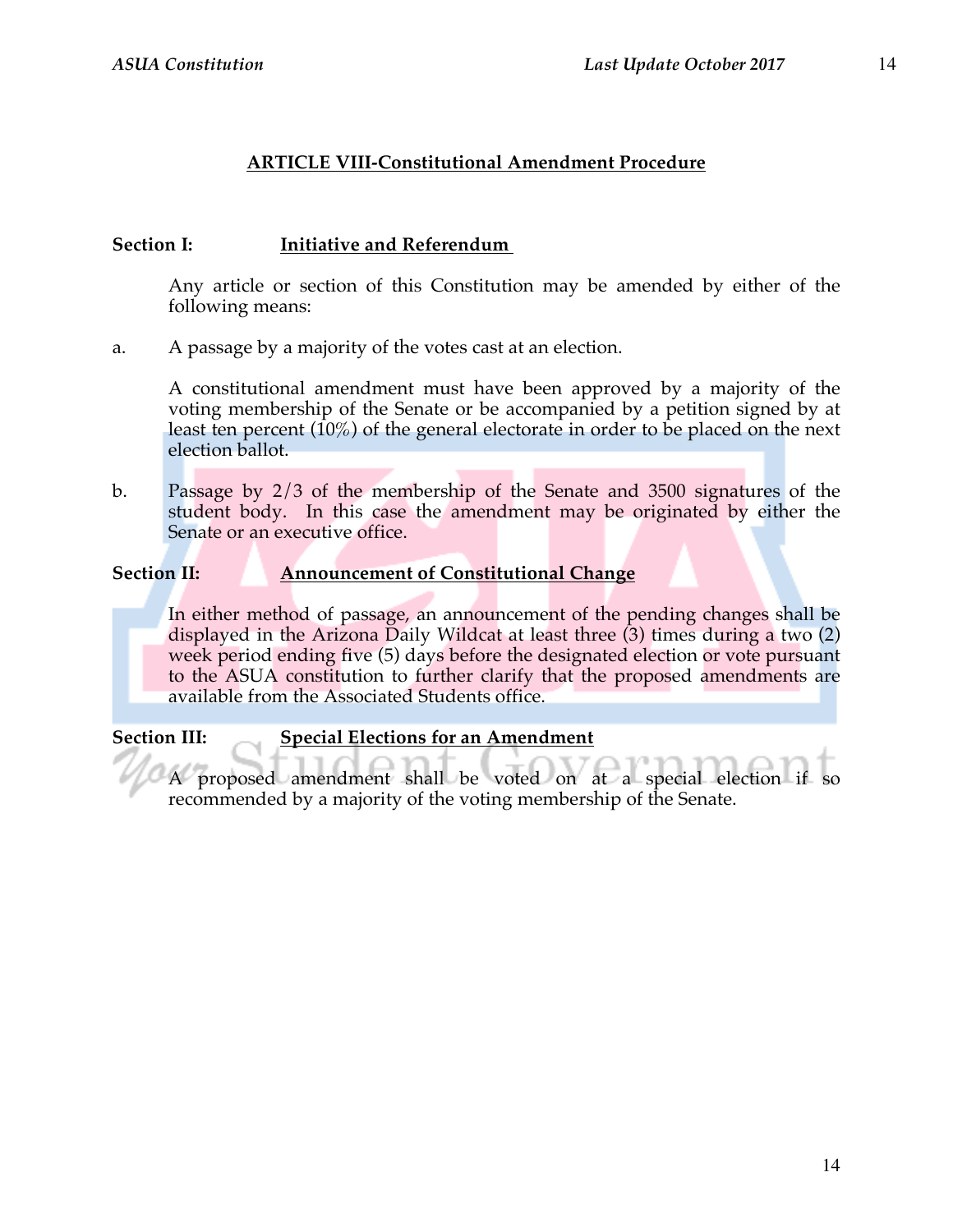## ARTICLE VIII-Constitutional Amendment Procedure

**Section I:** **Initiative and Referendum**

Any article or section of this Constitution may be amended by either of the following means:

a. A passage by a majority of the votes cast at an election.

A constitutional amendment must have been approved by a majority of the voting membership of the Senate or be accompanied by a petition signed by at least ten percent (10%) of the general electorate in order to be placed on the next election ballot.

b. Passage by 2/3 of the membership of the Senate and 3500 signatures of the student body. In this case the amendment may be originated by either the Senate or an executive office.

**Section II:** **Announcement of Constitutional Change**

In either method of passage, an announcement of the pending changes shall be displayed in the Arizona Daily Wildcat at least three (3) times during a two (2) week period ending five (5) days before the designated election or vote pursuant to the ASUA constitution to further clarify that the proposed amendments are available from the Associated Students office.

**Section III:** **Special Elections for an Amendment**

A proposed amendment shall be voted on at a special election if so recommended by a majority of the voting membership of the Senate.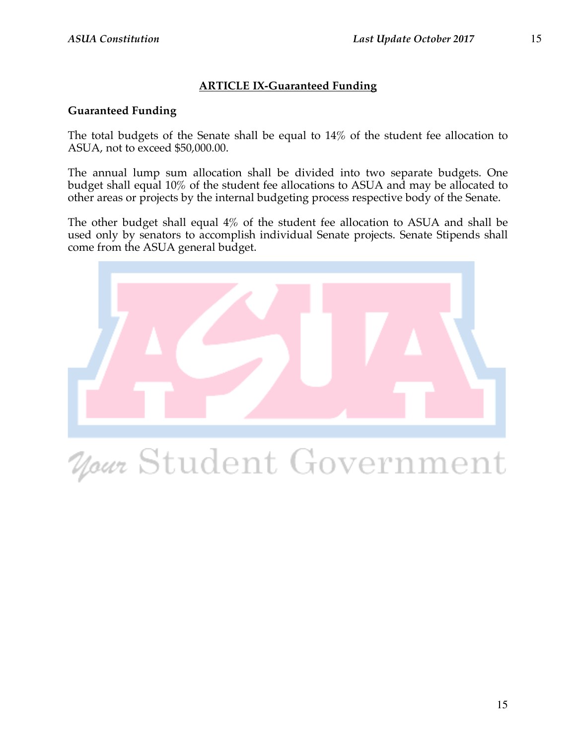## ARTICLE IX-Guaranteed Funding

### Guaranteed Funding

The total budgets of the Senate shall be equal to 14% of the student fee allocation to ASUA, not to exceed $50,000.00.

The annual lump sum allocation shall be divided into two separate budgets. One budget shall equal 10% of the student fee allocations to ASUA and may be allocated to other areas or projects by the internal budgeting process respective body of the Senate.

The other budget shall equal 4% of the student fee allocation to ASUA and shall be used only by senators to accomplish individual Senate projects. Senate Stipends shall come from the ASUA general budget.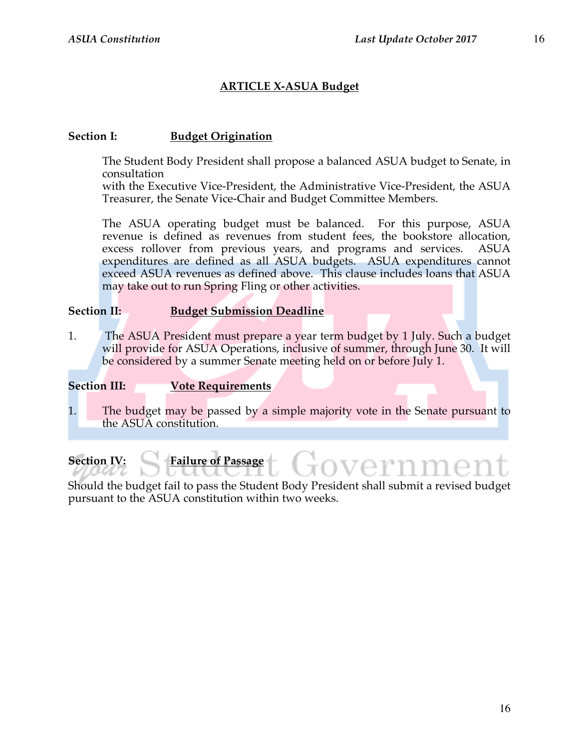## ARTICLE X-ASUA Budget

**Section I: Budget Origination**

The Student Body President shall propose a balanced ASUA budget to Senate, in consultation
with the Executive Vice-President, the Administrative Vice-President, the ASUA Treasurer, the Senate Vice-Chair and Budget Committee Members.

The ASUA operating budget must be balanced. For this purpose, ASUA revenue is defined as revenues from student fees, the bookstore allocation, excess rollover from previous years, and programs and services. ASUA expenditures are defined as all ASUA budgets. ASUA expenditures cannot exceed ASUA revenues as defined above. This clause includes loans that ASUA may take out to run Spring Fling or other activities.

**Section II: Budget Submission Deadline**

1. The ASUA President must prepare a year term budget by 1 July. Such a budget will provide for ASUA Operations, inclusive of summer, through June 30. It will be considered by a summer Senate meeting held on or before July 1.

**Section III: Vote Requirements**

1. The budget may be passed by a simple majority vote in the Senate pursuant to the ASUA constitution.

**Section IV: Failure of Passage**

Should the budget fail to pass the Student Body President shall submit a revised budget pursuant to the ASUA constitution within two weeks.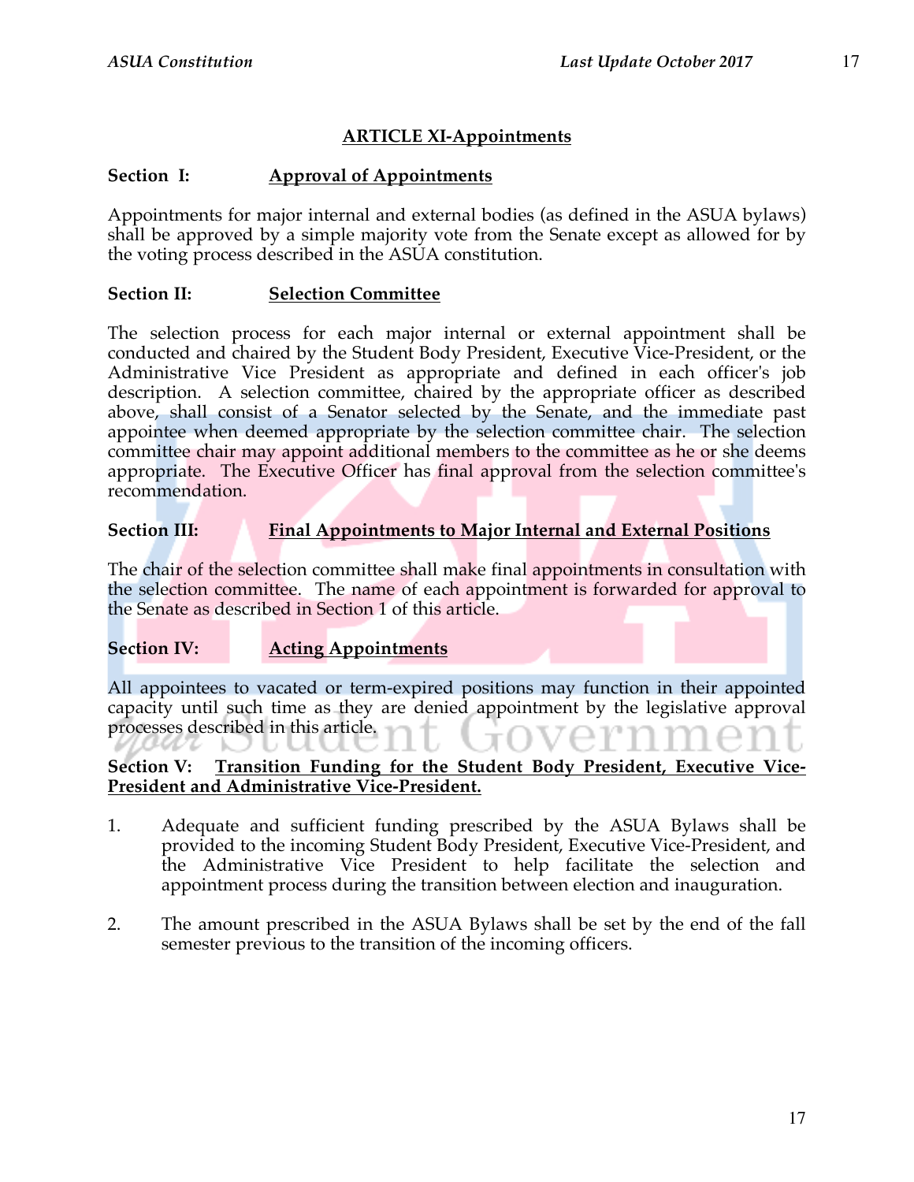## ARTICLE XI-Appointments

### Section I: Approval of Appointments

Appointments for major internal and external bodies (as defined in the ASUA bylaws) shall be approved by a simple majority vote from the Senate except as allowed for by the voting process described in the ASUA constitution.

### Section II: Selection Committee

The selection process for each major internal or external appointment shall be conducted and chaired by the Student Body President, Executive Vice-President, or the Administrative Vice President as appropriate and defined in each officer's job description. A selection committee, chaired by the appropriate officer as described above, shall consist of a Senator selected by the Senate, and the immediate past appointee when deemed appropriate by the selection committee chair. The selection committee chair may appoint additional members to the committee as he or she deems appropriate. The Executive Officer has final approval from the selection committee's recommendation.

### Section III: Final Appointments to Major Internal and External Positions

The chair of the selection committee shall make final appointments in consultation with the selection committee. The name of each appointment is forwarded for approval to the Senate as described in Section 1 of this article.

### Section IV: Acting Appointments

All appointees to vacated or term-expired positions may function in their appointed capacity until such time as they are denied appointment by the legislative approval processes described in this article.

### Section V: Transition Funding for the Student Body President, Executive Vice-President and Administrative Vice-President.

1. Adequate and sufficient funding prescribed by the ASUA Bylaws shall be provided to the incoming Student Body President, Executive Vice-President, and the Administrative Vice President to help facilitate the selection and appointment process during the transition between election and inauguration.

2. The amount prescribed in the ASUA Bylaws shall be set by the end of the fall semester previous to the transition of the incoming officers.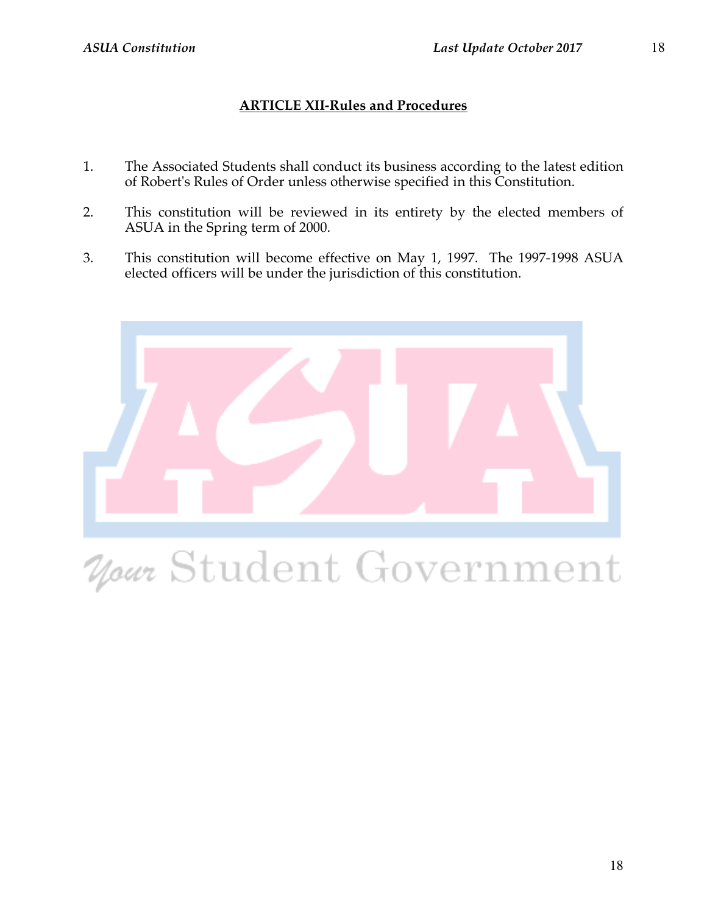## ARTICLE XII-Rules and Procedures

1. The Associated Students shall conduct its business according to the latest edition of Robert's Rules of Order unless otherwise specified in this Constitution.

2. This constitution will be reviewed in its entirety by the elected members of ASUA in the Spring term of 2000.

3. This constitution will become effective on May 1, 1997. The 1997-1998 ASUA elected officers will be under the jurisdiction of this constitution.